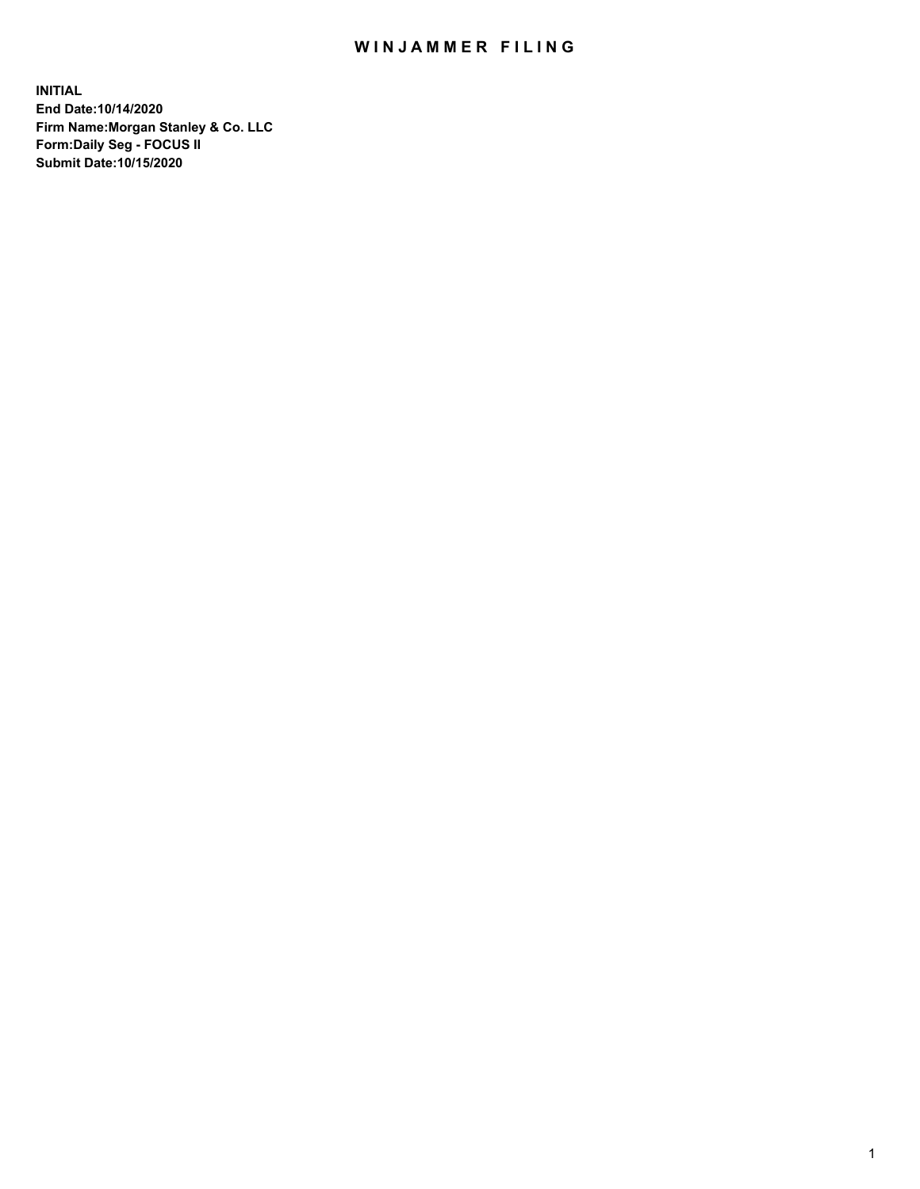# WINJAMMER FILING

**INITIAL**
**End Date:10/14/2020**
**Firm Name:Morgan Stanley & Co. LLC**
**Form:Daily Seg - FOCUS II**
**Submit Date:10/15/2020**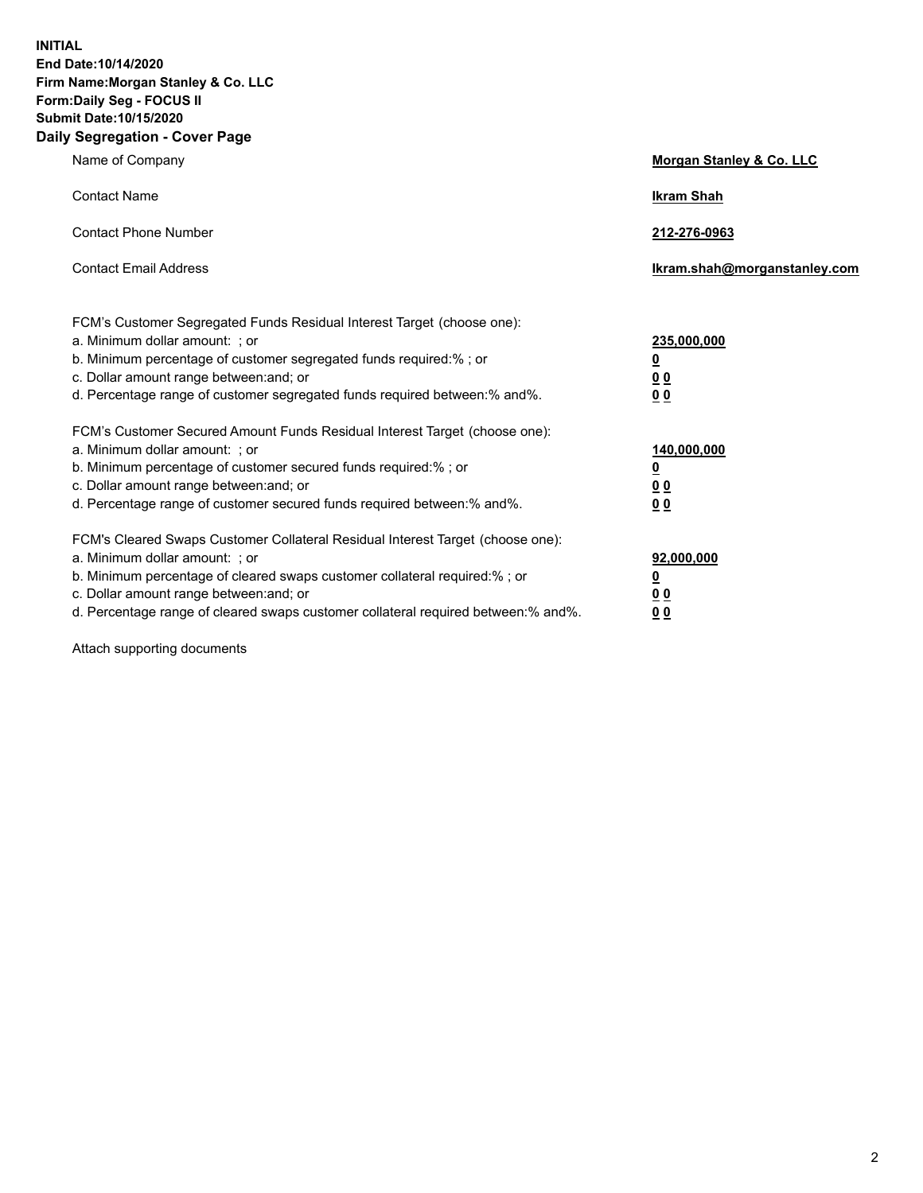**INITIAL**
**End Date:10/14/2020**
**Firm Name:Morgan Stanley & Co. LLC**
**Form:Daily Seg - FOCUS II**
**Submit Date:10/15/2020**
**Daily Segregation - Cover Page**

| | |
|---|---|
| Name of Company | **Morgan Stanley & Co. LLC** |
| Contact Name | **Ikram Shah** |
| Contact Phone Number | **212-276-0963** |
| Contact Email Address | **Ikram.shah@morganstanley.com** |

FCM's Customer Segregated Funds Residual Interest Target (choose one):

| | |
|---|---|
| a. Minimum dollar amount: ; or | **235,000,000** |
| b. Minimum percentage of customer segregated funds required:% ; or | **0** |
| c. Dollar amount range between:and; or | **0 0** |
| d. Percentage range of customer segregated funds required between:% and%. | **0 0** |

FCM's Customer Secured Amount Funds Residual Interest Target (choose one):

| | |
|---|---|
| a. Minimum dollar amount: ; or | **140,000,000** |
| b. Minimum percentage of customer secured funds required:% ; or | **0** |
| c. Dollar amount range between:and; or | **0 0** |
| d. Percentage range of customer secured funds required between:% and%. | **0 0** |

FCM's Cleared Swaps Customer Collateral Residual Interest Target (choose one):

| | |
|---|---|
| a. Minimum dollar amount: ; or | **92,000,000** |
| b. Minimum percentage of cleared swaps customer collateral required:% ; or | **0** |
| c. Dollar amount range between:and; or | **0 0** |
| d. Percentage range of cleared swaps customer collateral required between:% and%. | **0 0** |

Attach supporting documents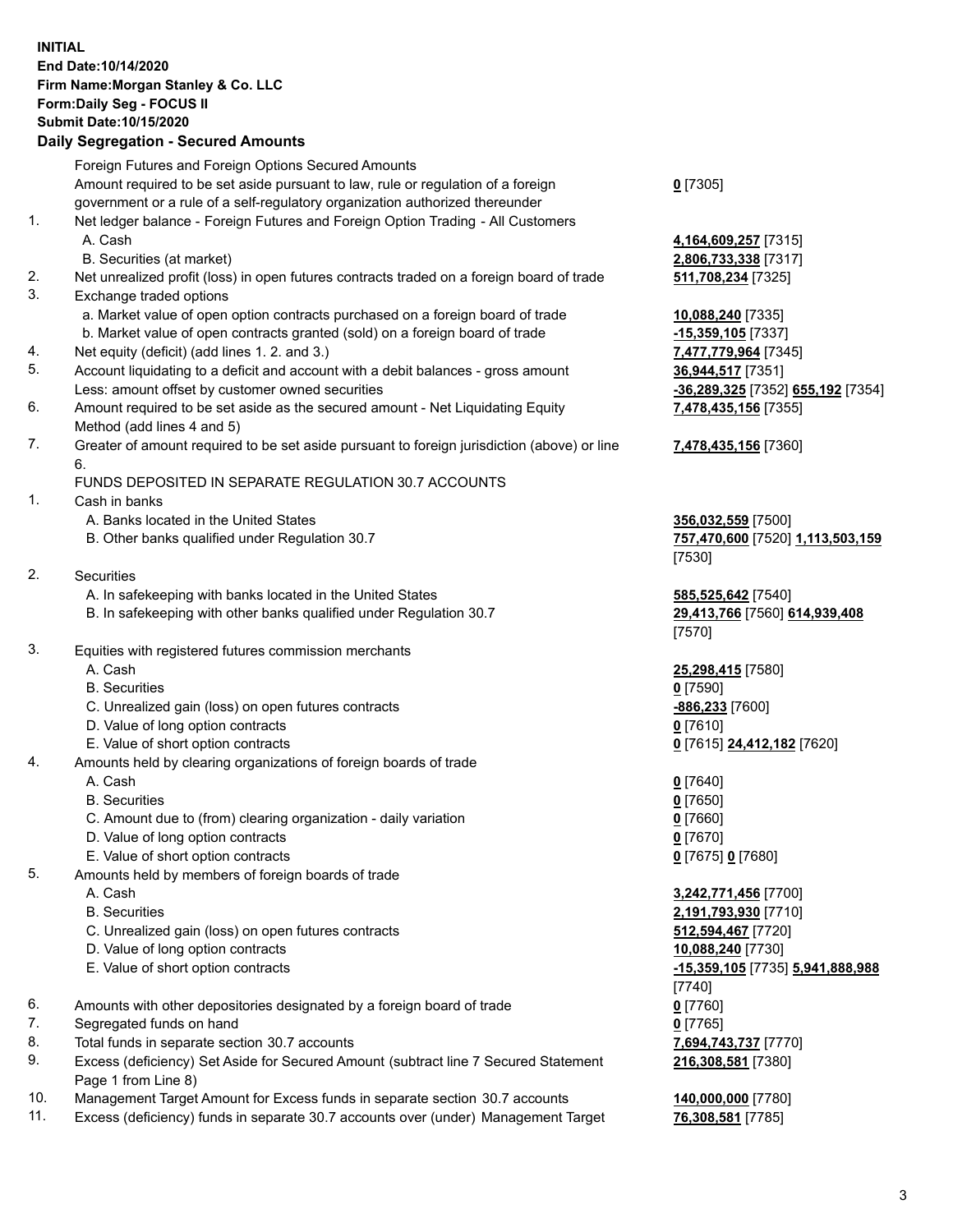**INITIAL**
**End Date:10/14/2020**
**Firm Name:Morgan Stanley & Co. LLC**
**Form:Daily Seg - FOCUS II**
**Submit Date:10/15/2020**

## Daily Segregation - Secured Amounts

| | | |
|---|---|---|
| | Foreign Futures and Foreign Options Secured Amounts | |
| | Amount required to be set aside pursuant to law, rule or regulation of a foreign government or a rule of a self-regulatory organization authorized thereunder | **0** [7305] |
| 1. | Net ledger balance - Foreign Futures and Foreign Option Trading - All Customers | |
| | A. Cash | **4,164,609,257** [7315] |
| | B. Securities (at market) | **2,806,733,338** [7317] |
| 2. | Net unrealized profit (loss) in open futures contracts traded on a foreign board of trade | **511,708,234** [7325] |
| 3. | Exchange traded options | |
| | a. Market value of open option contracts purchased on a foreign board of trade | **10,088,240** [7335] |
| | b. Market value of open contracts granted (sold) on a foreign board of trade | **-15,359,105** [7337] |
| 4. | Net equity (deficit) (add lines 1. 2. and 3.) | **7,477,779,964** [7345] |
| 5. | Account liquidating to a deficit and account with a debit balances - gross amount | **36,944,517** [7351] |
| | Less: amount offset by customer owned securities | **-36,289,325** [7352] **655,192** [7354] |
| 6. | Amount required to be set aside as the secured amount - Net Liquidating Equity Method (add lines 4 and 5) | **7,478,435,156** [7355] |
| 7. | Greater of amount required to be set aside pursuant to foreign jurisdiction (above) or line 6. | **7,478,435,156** [7360] |
| | FUNDS DEPOSITED IN SEPARATE REGULATION 30.7 ACCOUNTS | |
| 1. | Cash in banks | |
| | A. Banks located in the United States | **356,032,559** [7500] |
| | B. Other banks qualified under Regulation 30.7 | **757,470,600** [7520] **1,113,503,159** [7530] |
| 2. | Securities | |
| | A. In safekeeping with banks located in the United States | **585,525,642** [7540] |
| | B. In safekeeping with other banks qualified under Regulation 30.7 | **29,413,766** [7560] **614,939,408** [7570] |
| 3. | Equities with registered futures commission merchants | |
| | A. Cash | **25,298,415** [7580] |
| | B. Securities | **0** [7590] |
| | C. Unrealized gain (loss) on open futures contracts | **-886,233** [7600] |
| | D. Value of long option contracts | **0** [7610] |
| | E. Value of short option contracts | **0** [7615] **24,412,182** [7620] |
| 4. | Amounts held by clearing organizations of foreign boards of trade | |
| | A. Cash | **0** [7640] |
| | B. Securities | **0** [7650] |
| | C. Amount due to (from) clearing organization - daily variation | **0** [7660] |
| | D. Value of long option contracts | **0** [7670] |
| | E. Value of short option contracts | **0** [7675] **0** [7680] |
| 5. | Amounts held by members of foreign boards of trade | |
| | A. Cash | **3,242,771,456** [7700] |
| | B. Securities | **2,191,793,930** [7710] |
| | C. Unrealized gain (loss) on open futures contracts | **512,594,467** [7720] |
| | D. Value of long option contracts | **10,088,240** [7730] |
| | E. Value of short option contracts | **-15,359,105** [7735] **5,941,888,988** [7740] |
| 6. | Amounts with other depositories designated by a foreign board of trade | **0** [7760] |
| 7. | Segregated funds on hand | **0** [7765] |
| 8. | Total funds in separate section 30.7 accounts | **7,694,743,737** [7770] |
| 9. | Excess (deficiency) Set Aside for Secured Amount (subtract line 7 Secured Statement Page 1 from Line 8) | **216,308,581** [7380] |
| 10. | Management Target Amount for Excess funds in separate section 30.7 accounts | **140,000,000** [7780] |
| 11. | Excess (deficiency) funds in separate 30.7 accounts over (under) Management Target | **76,308,581** [7785] |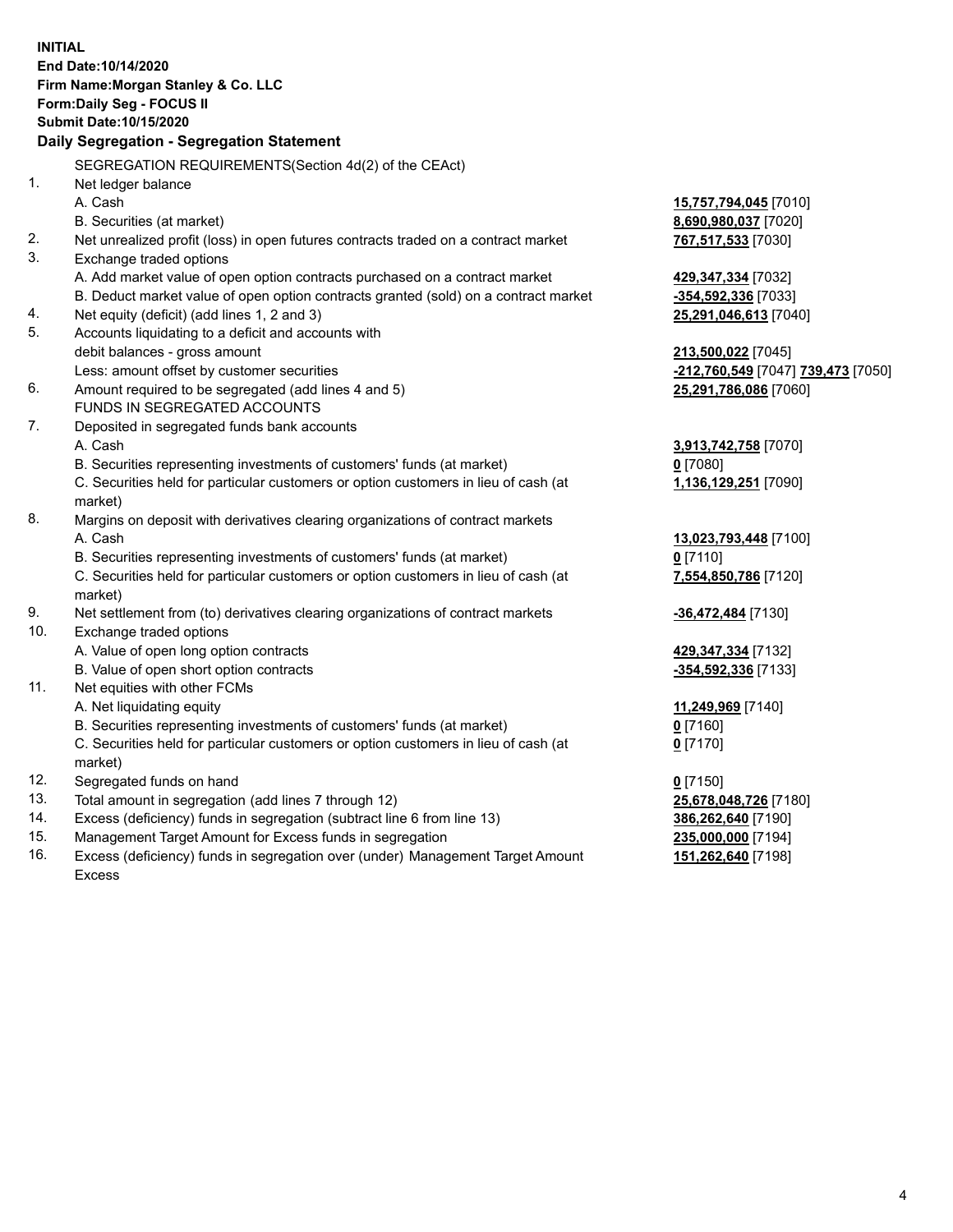**INITIAL**
**End Date:10/14/2020**
**Firm Name:Morgan Stanley & Co. LLC**
**Form:Daily Seg - FOCUS II**
**Submit Date:10/15/2020**

## Daily Segregation - Segregation Statement

| | | |
|---|---|---|
| | SEGREGATION REQUIREMENTS(Section 4d(2) of the CEAct) | |
| 1. | Net ledger balance | |
| | A. Cash | **15,757,794,045** [7010] |
| | B. Securities (at market) | **8,690,980,037** [7020] |
| 2. | Net unrealized profit (loss) in open futures contracts traded on a contract market | **767,517,533** [7030] |
| 3. | Exchange traded options | |
| | A. Add market value of open option contracts purchased on a contract market | **429,347,334** [7032] |
| | B. Deduct market value of open option contracts granted (sold) on a contract market | **-354,592,336** [7033] |
| 4. | Net equity (deficit) (add lines 1, 2 and 3) | **25,291,046,613** [7040] |
| 5. | Accounts liquidating to a deficit and accounts with debit balances - gross amount | **213,500,022** [7045] |
| | Less: amount offset by customer securities | **-212,760,549** [7047] **739,473** [7050] |
| 6. | Amount required to be segregated (add lines 4 and 5) | **25,291,786,086** [7060] |
| | FUNDS IN SEGREGATED ACCOUNTS | |
| 7. | Deposited in segregated funds bank accounts | |
| | A. Cash | **3,913,742,758** [7070] |
| | B. Securities representing investments of customers' funds (at market) | **0** [7080] |
| | C. Securities held for particular customers or option customers in lieu of cash (at market) | **1,136,129,251** [7090] |
| 8. | Margins on deposit with derivatives clearing organizations of contract markets | |
| | A. Cash | **13,023,793,448** [7100] |
| | B. Securities representing investments of customers' funds (at market) | **0** [7110] |
| | C. Securities held for particular customers or option customers in lieu of cash (at market) | **7,554,850,786** [7120] |
| 9. | Net settlement from (to) derivatives clearing organizations of contract markets | **-36,472,484** [7130] |
| 10. | Exchange traded options | |
| | A. Value of open long option contracts | **429,347,334** [7132] |
| | B. Value of open short option contracts | **-354,592,336** [7133] |
| 11. | Net equities with other FCMs | |
| | A. Net liquidating equity | **11,249,969** [7140] |
| | B. Securities representing investments of customers' funds (at market) | **0** [7160] |
| | C. Securities held for particular customers or option customers in lieu of cash (at market) | **0** [7170] |
| 12. | Segregated funds on hand | **0** [7150] |
| 13. | Total amount in segregation (add lines 7 through 12) | **25,678,048,726** [7180] |
| 14. | Excess (deficiency) funds in segregation (subtract line 6 from line 13) | **386,262,640** [7190] |
| 15. | Management Target Amount for Excess funds in segregation | **235,000,000** [7194] |
| 16. | Excess (deficiency) funds in segregation over (under) Management Target Amount Excess | **151,262,640** [7198] |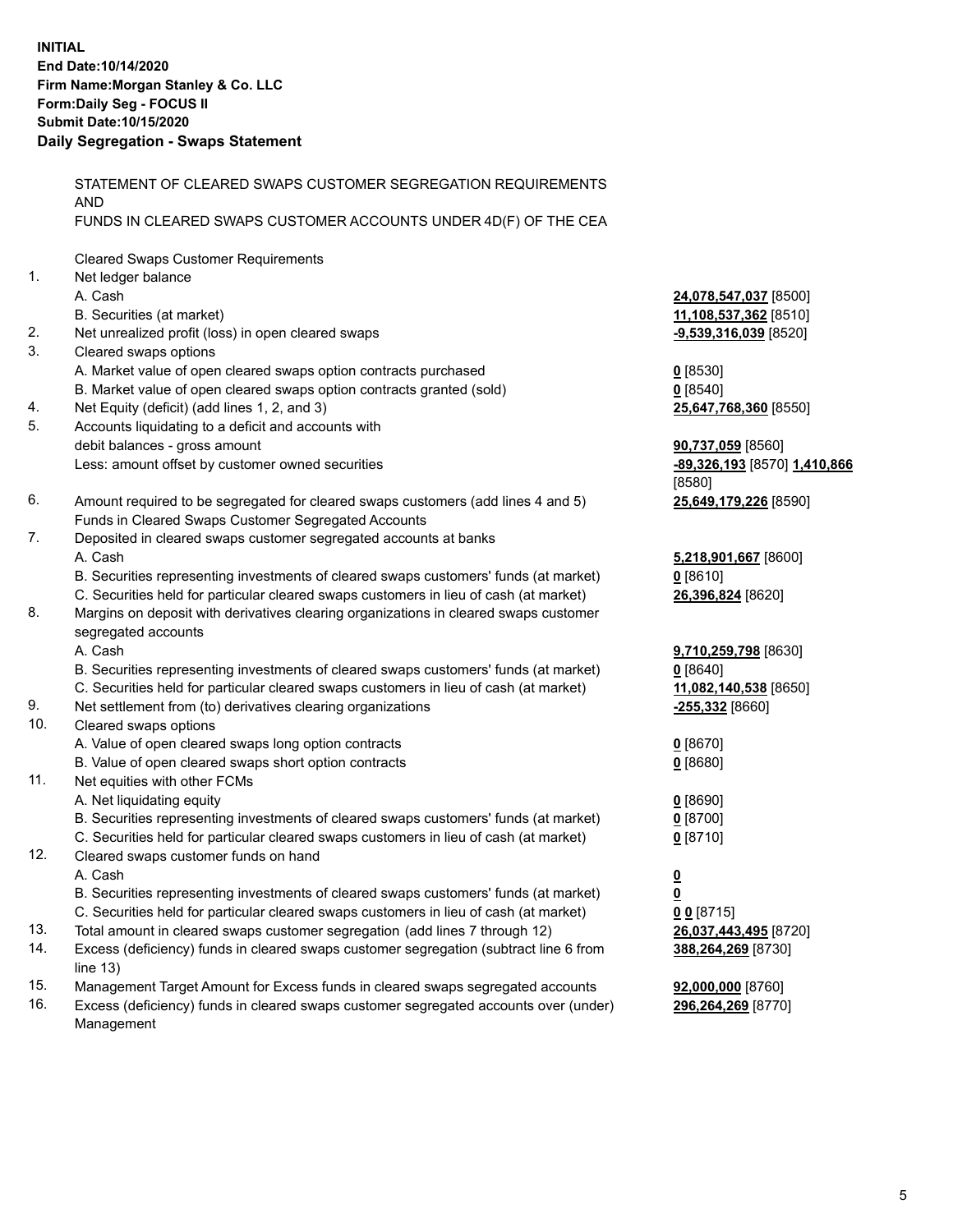**INITIAL**
**End Date:10/14/2020**
**Firm Name:Morgan Stanley & Co. LLC**
**Form:Daily Seg - FOCUS II**
**Submit Date:10/15/2020**
**Daily Segregation - Swaps Statement**

STATEMENT OF CLEARED SWAPS CUSTOMER SEGREGATION REQUIREMENTS AND
FUNDS IN CLEARED SWAPS CUSTOMER ACCOUNTS UNDER 4D(F) OF THE CEA

| | | |
|---|---|---|
| | Cleared Swaps Customer Requirements | |
| 1. | Net ledger balance | |
| | A. Cash | **24,078,547,037** [8500] |
| | B. Securities (at market) | **11,108,537,362** [8510] |
| 2. | Net unrealized profit (loss) in open cleared swaps | **-9,539,316,039** [8520] |
| 3. | Cleared swaps options | |
| | A. Market value of open cleared swaps option contracts purchased | **0** [8530] |
| | B. Market value of open cleared swaps option contracts granted (sold) | **0** [8540] |
| 4. | Net Equity (deficit) (add lines 1, 2, and 3) | **25,647,768,360** [8550] |
| 5. | Accounts liquidating to a deficit and accounts with debit balances - gross amount | **90,737,059** [8560] |
| | Less: amount offset by customer owned securities | **-89,326,193** [8570] **1,410,866** [8580] |
| 6. | Amount required to be segregated for cleared swaps customers (add lines 4 and 5) | **25,649,179,226** [8590] |
| | Funds in Cleared Swaps Customer Segregated Accounts | |
| 7. | Deposited in cleared swaps customer segregated accounts at banks | |
| | A. Cash | **5,218,901,667** [8600] |
| | B. Securities representing investments of cleared swaps customers' funds (at market) | **0** [8610] |
| | C. Securities held for particular cleared swaps customers in lieu of cash (at market) | **26,396,824** [8620] |
| 8. | Margins on deposit with derivatives clearing organizations in cleared swaps customer segregated accounts | |
| | A. Cash | **9,710,259,798** [8630] |
| | B. Securities representing investments of cleared swaps customers' funds (at market) | **0** [8640] |
| | C. Securities held for particular cleared swaps customers in lieu of cash (at market) | **11,082,140,538** [8650] |
| 9. | Net settlement from (to) derivatives clearing organizations | **-255,332** [8660] |
| 10. | Cleared swaps options | |
| | A. Value of open cleared swaps long option contracts | **0** [8670] |
| | B. Value of open cleared swaps short option contracts | **0** [8680] |
| 11. | Net equities with other FCMs | |
| | A. Net liquidating equity | **0** [8690] |
| | B. Securities representing investments of cleared swaps customers' funds (at market) | **0** [8700] |
| | C. Securities held for particular cleared swaps customers in lieu of cash (at market) | **0** [8710] |
| 12. | Cleared swaps customer funds on hand | |
| | A. Cash | **0** |
| | B. Securities representing investments of cleared swaps customers' funds (at market) | **0** |
| | C. Securities held for particular cleared swaps customers in lieu of cash (at market) | **0** **0** [8715] |
| 13. | Total amount in cleared swaps customer segregation (add lines 7 through 12) | **26,037,443,495** [8720] |
| 14. | Excess (deficiency) funds in cleared swaps customer segregation (subtract line 6 from line 13) | **388,264,269** [8730] |
| 15. | Management Target Amount for Excess funds in cleared swaps segregated accounts | **92,000,000** [8760] |
| 16. | Excess (deficiency) funds in cleared swaps customer segregated accounts over (under) Management | **296,264,269** [8770] |